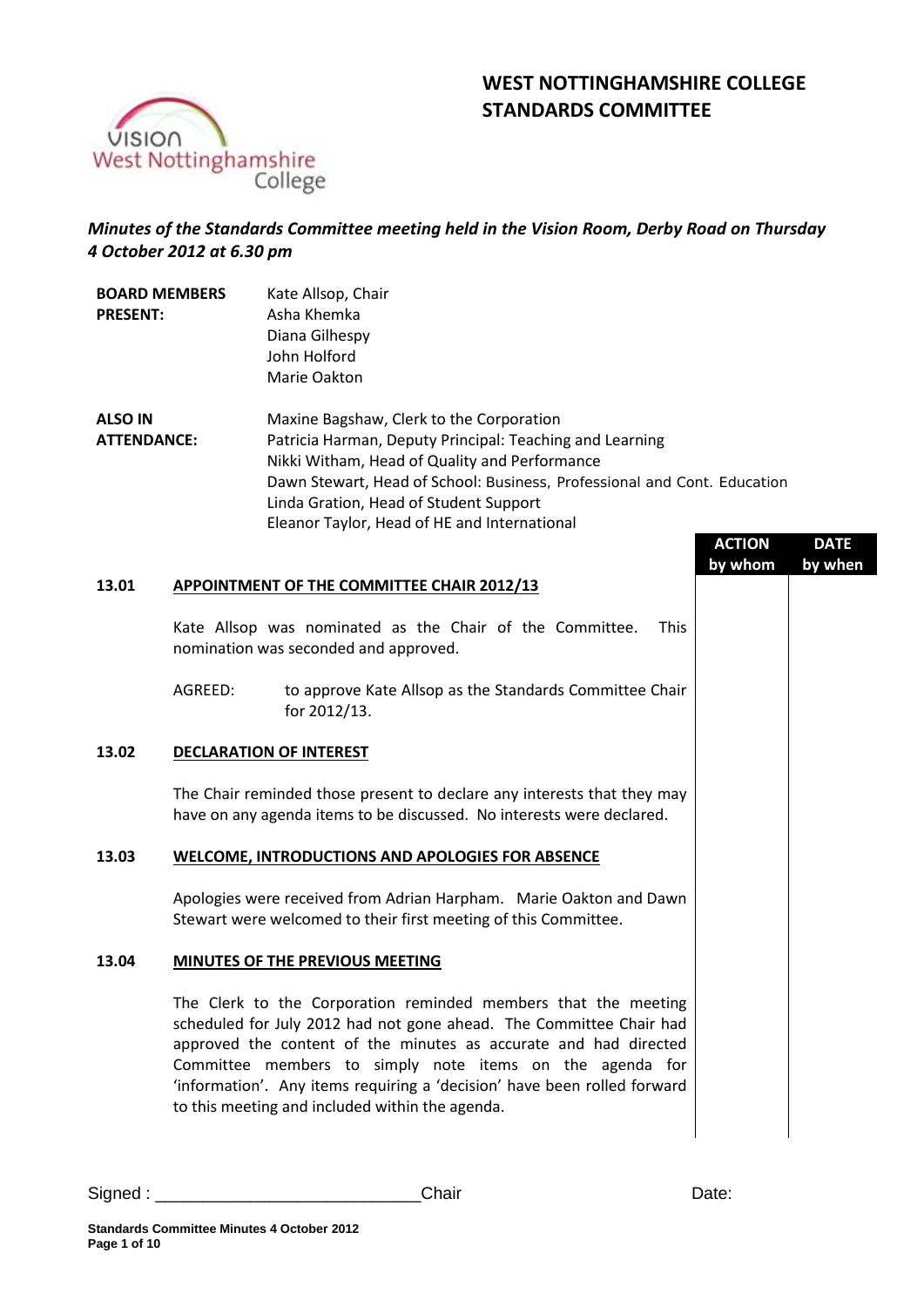# WEST NOTTINGHAMSHIRE COLLEGE STANDARDS COMMITTEE

*Minutes of the Standards Committee meeting held in the Vision Room, Derby Road on Thursday 4 October 2012 at 6.30 pm*

**BOARD MEMBERS PRESENT:**
Kate Allsop, Chair
Asha Khemka
Diana Gilhespy
John Holford
Marie Oakton

**ALSO IN ATTENDANCE:**
Maxine Bagshaw, Clerk to the Corporation
Patricia Harman, Deputy Principal: Teaching and Learning
Nikki Witham, Head of Quality and Performance
Dawn Stewart, Head of School: Business, Professional and Cont. Education
Linda Gration, Head of Student Support
Eleanor Taylor, Head of HE and International

| | | ACTION by whom | DATE by when |
|---|---|---|---|

**13.01 APPOINTMENT OF THE COMMITTEE CHAIR 2012/13**

Kate Allsop was nominated as the Chair of the Committee. This nomination was seconded and approved.

AGREED: to approve Kate Allsop as the Standards Committee Chair for 2012/13.

**13.02 DECLARATION OF INTEREST**

The Chair reminded those present to declare any interests that they may have on any agenda items to be discussed. No interests were declared.

**13.03 WELCOME, INTRODUCTIONS AND APOLOGIES FOR ABSENCE**

Apologies were received from Adrian Harpham. Marie Oakton and Dawn Stewart were welcomed to their first meeting of this Committee.

**13.04 MINUTES OF THE PREVIOUS MEETING**

The Clerk to the Corporation reminded members that the meeting scheduled for July 2012 had not gone ahead. The Committee Chair had approved the content of the minutes as accurate and had directed Committee members to simply note items on the agenda for 'information'. Any items requiring a 'decision' have been rolled forward to this meeting and included within the agenda.

Signed : ____________________________Chair Date: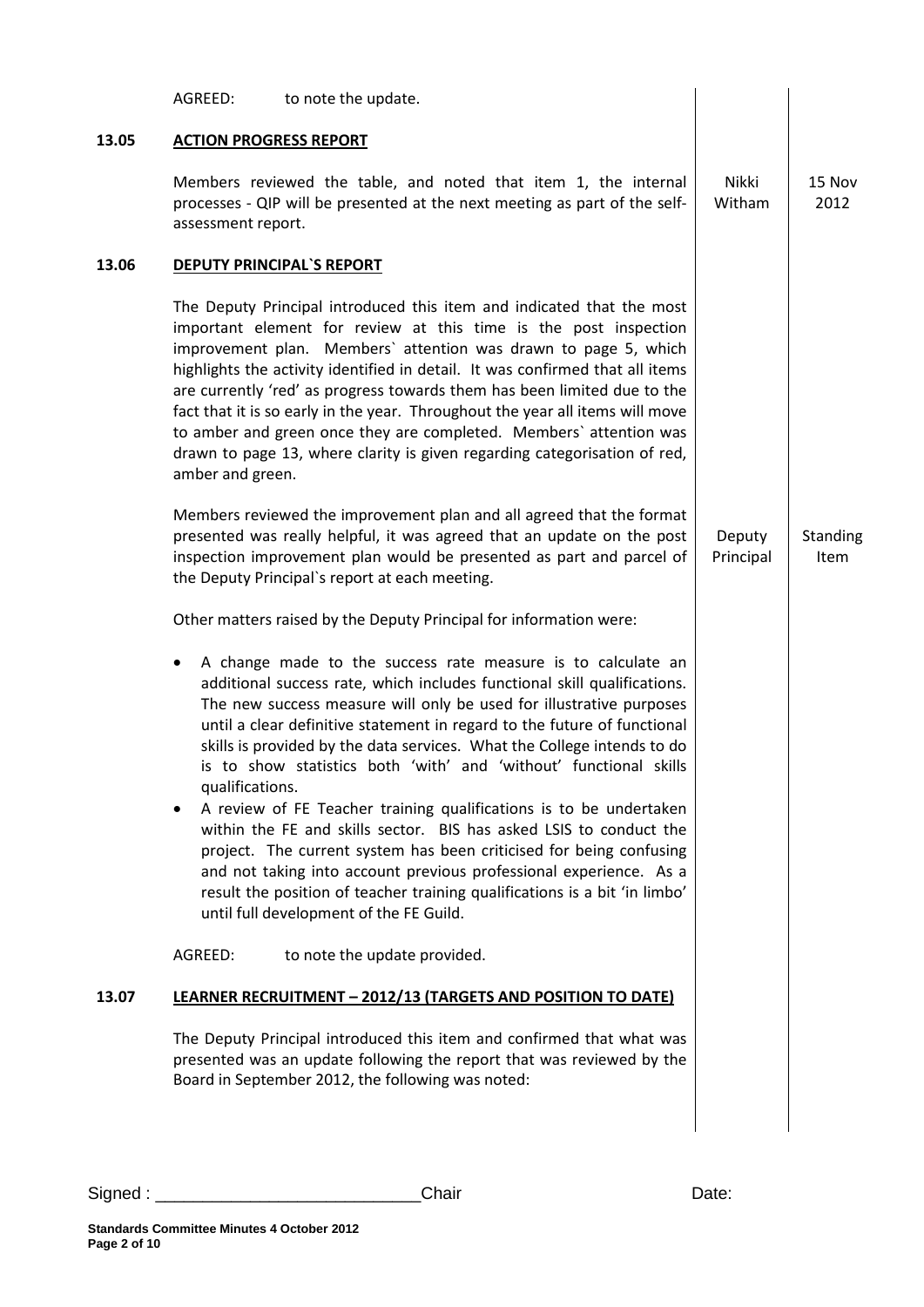AGREED: to note the update.

## 13.05 ACTION PROGRESS REPORT

Members reviewed the table, and noted that item 1, the internal processes - QIP will be presented at the next meeting as part of the self-assessment report. **Nikki Witham — 15 Nov 2012**

## 13.06 DEPUTY PRINCIPAL`S REPORT

The Deputy Principal introduced this item and indicated that the most important element for review at this time is the post inspection improvement plan. Members` attention was drawn to page 5, which highlights the activity identified in detail. It was confirmed that all items are currently 'red' as progress towards them has been limited due to the fact that it is so early in the year. Throughout the year all items will move to amber and green once they are completed. Members` attention was drawn to page 13, where clarity is given regarding categorisation of red, amber and green.

Members reviewed the improvement plan and all agreed that the format presented was really helpful, it was agreed that an update on the post inspection improvement plan would be presented as part and parcel of the Deputy Principal`s report at each meeting. **Deputy Principal — Standing Item**

Other matters raised by the Deputy Principal for information were:

- A change made to the success rate measure is to calculate an additional success rate, which includes functional skill qualifications. The new success measure will only be used for illustrative purposes until a clear definitive statement in regard to the future of functional skills is provided by the data services. What the College intends to do is to show statistics both 'with' and 'without' functional skills qualifications.
- A review of FE Teacher training qualifications is to be undertaken within the FE and skills sector. BIS has asked LSIS to conduct the project. The current system has been criticised for being confusing and not taking into account previous professional experience. As a result the position of teacher training qualifications is a bit 'in limbo' until full development of the FE Guild.

AGREED: to note the update provided.

## 13.07 LEARNER RECRUITMENT – 2012/13 (TARGETS AND POSITION TO DATE)

The Deputy Principal introduced this item and confirmed that what was presented was an update following the report that was reviewed by the Board in September 2012, the following was noted:

Signed : \_\_\_\_\_\_\_\_\_\_\_\_\_\_\_\_\_\_\_\_\_\_\_\_\_\_\_\_ Chair Date: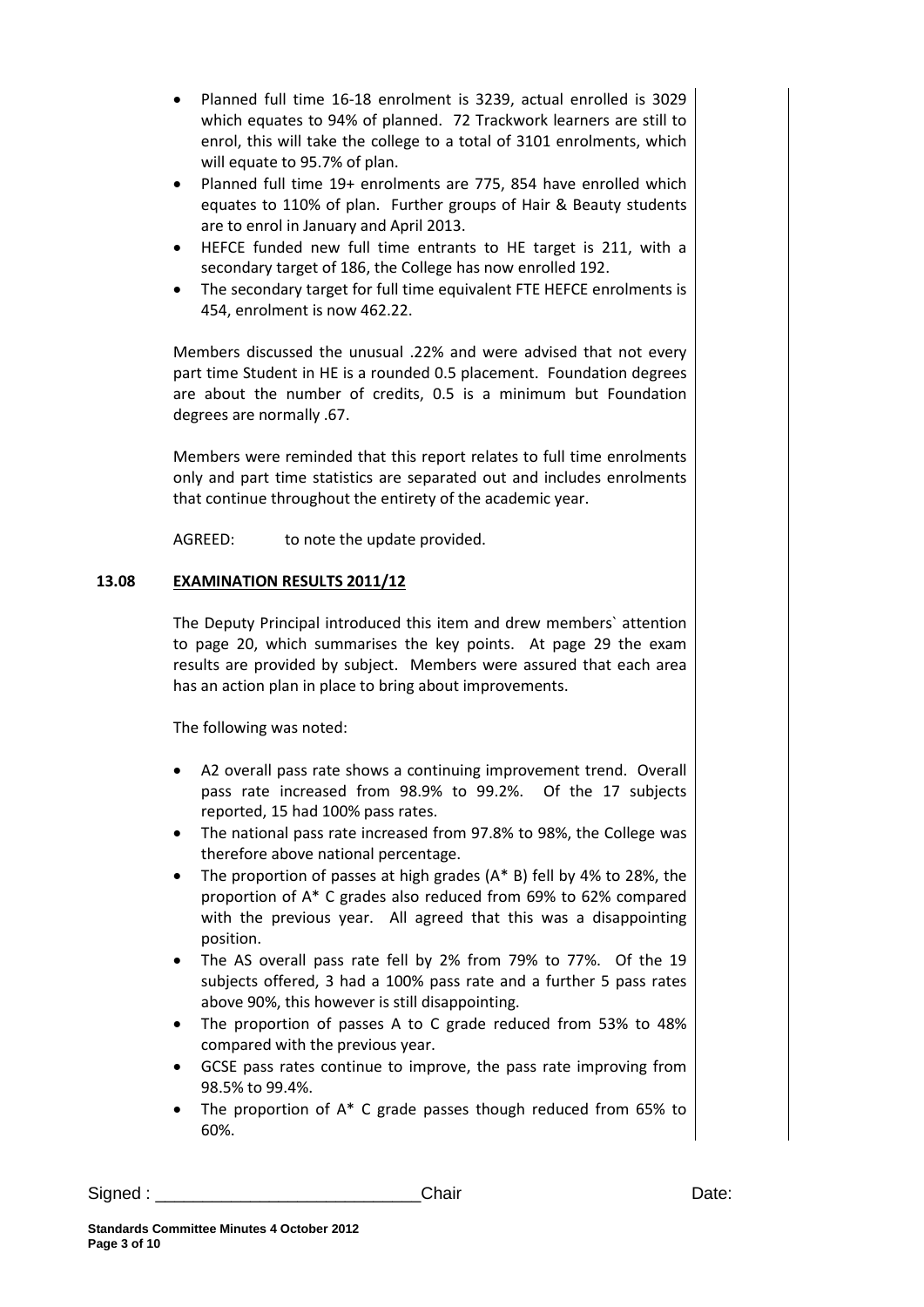- Planned full time 16-18 enrolment is 3239, actual enrolled is 3029 which equates to 94% of planned. 72 Trackwork learners are still to enrol, this will take the college to a total of 3101 enrolments, which will equate to 95.7% of plan.
- Planned full time 19+ enrolments are 775, 854 have enrolled which equates to 110% of plan. Further groups of Hair & Beauty students are to enrol in January and April 2013.
- HEFCE funded new full time entrants to HE target is 211, with a secondary target of 186, the College has now enrolled 192.
- The secondary target for full time equivalent FTE HEFCE enrolments is 454, enrolment is now 462.22.

Members discussed the unusual .22% and were advised that not every part time Student in HE is a rounded 0.5 placement. Foundation degrees are about the number of credits, 0.5 is a minimum but Foundation degrees are normally .67.

Members were reminded that this report relates to full time enrolments only and part time statistics are separated out and includes enrolments that continue throughout the entirety of the academic year.

AGREED: to note the update provided.

**13.08 EXAMINATION RESULTS 2011/12**

The Deputy Principal introduced this item and drew members` attention to page 20, which summarises the key points. At page 29 the exam results are provided by subject. Members were assured that each area has an action plan in place to bring about improvements.

The following was noted:

- A2 overall pass rate shows a continuing improvement trend. Overall pass rate increased from 98.9% to 99.2%. Of the 17 subjects reported, 15 had 100% pass rates.
- The national pass rate increased from 97.8% to 98%, the College was therefore above national percentage.
- The proportion of passes at high grades (A* B) fell by 4% to 28%, the proportion of A* C grades also reduced from 69% to 62% compared with the previous year. All agreed that this was a disappointing position.
- The AS overall pass rate fell by 2% from 79% to 77%. Of the 19 subjects offered, 3 had a 100% pass rate and a further 5 pass rates above 90%, this however is still disappointing.
- The proportion of passes A to C grade reduced from 53% to 48% compared with the previous year.
- GCSE pass rates continue to improve, the pass rate improving from 98.5% to 99.4%.
- The proportion of A* C grade passes though reduced from 65% to 60%.

Signed : ___________________________Chair Date: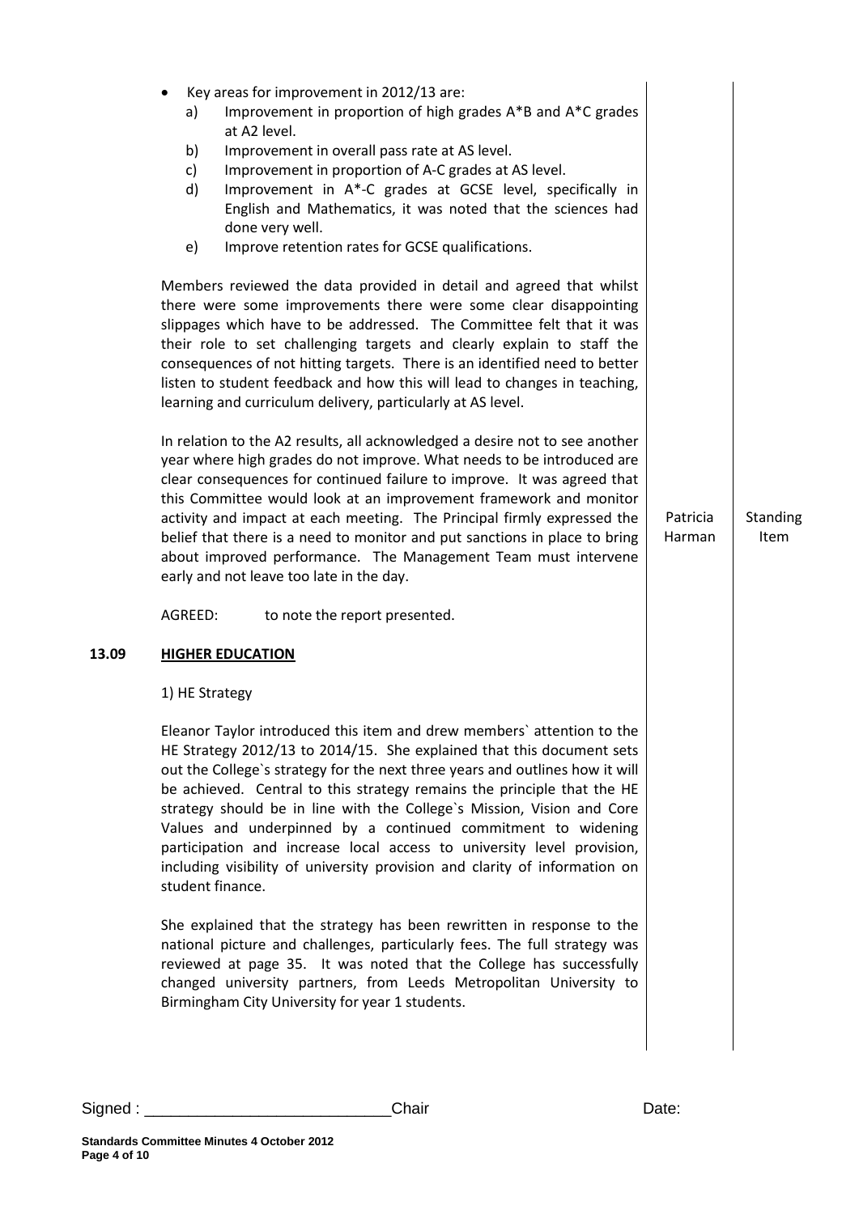- Key areas for improvement in 2012/13 are:
  a) Improvement in proportion of high grades A*B and A*C grades at A2 level.
  b) Improvement in overall pass rate at AS level.
  c) Improvement in proportion of A-C grades at AS level.
  d) Improvement in A*-C grades at GCSE level, specifically in English and Mathematics, it was noted that the sciences had done very well.
  e) Improve retention rates for GCSE qualifications.

Members reviewed the data provided in detail and agreed that whilst there were some improvements there were some clear disappointing slippages which have to be addressed. The Committee felt that it was their role to set challenging targets and clearly explain to staff the consequences of not hitting targets. There is an identified need to better listen to student feedback and how this will lead to changes in teaching, learning and curriculum delivery, particularly at AS level.

In relation to the A2 results, all acknowledged a desire not to see another year where high grades do not improve. What needs to be introduced are clear consequences for continued failure to improve. It was agreed that this Committee would look at an improvement framework and monitor activity and impact at each meeting. The Principal firmly expressed the belief that there is a need to monitor and put sanctions in place to bring about improved performance. The Management Team must intervene early and not leave too late in the day. — **Patricia Harman** — **Standing Item**

AGREED: to note the report presented.

## 13.09 HIGHER EDUCATION

1) HE Strategy

Eleanor Taylor introduced this item and drew members` attention to the HE Strategy 2012/13 to 2014/15. She explained that this document sets out the College`s strategy for the next three years and outlines how it will be achieved. Central to this strategy remains the principle that the HE strategy should be in line with the College`s Mission, Vision and Core Values and underpinned by a continued commitment to widening participation and increase local access to university level provision, including visibility of university provision and clarity of information on student finance.

She explained that the strategy has been rewritten in response to the national picture and challenges, particularly fees. The full strategy was reviewed at page 35. It was noted that the College has successfully changed university partners, from Leeds Metropolitan University to Birmingham City University for year 1 students.

Signed : ___________________________Chair Date: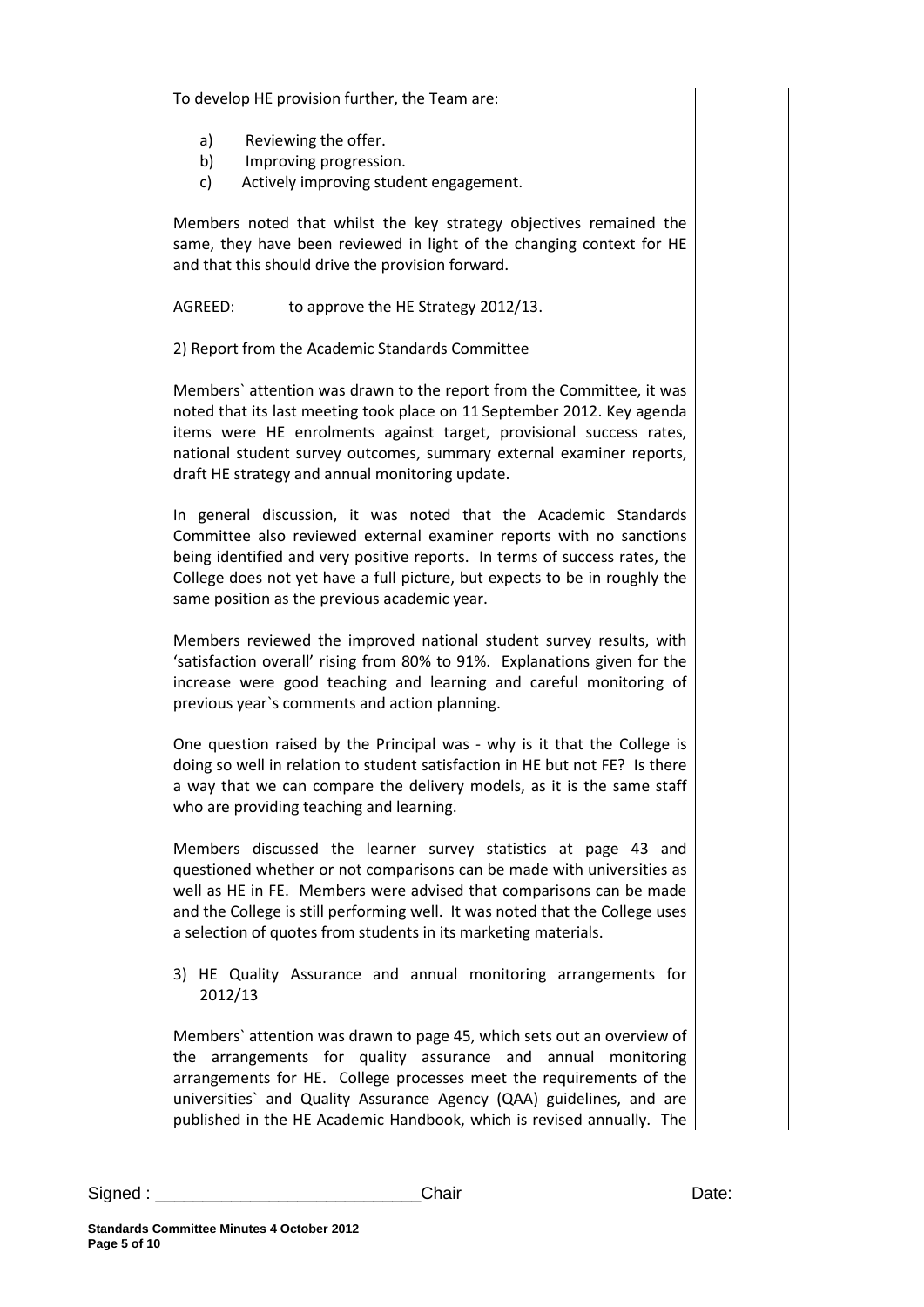To develop HE provision further, the Team are:

a) Reviewing the offer.
b) Improving progression.
c) Actively improving student engagement.

Members noted that whilst the key strategy objectives remained the same, they have been reviewed in light of the changing context for HE and that this should drive the provision forward.

AGREED: to approve the HE Strategy 2012/13.

2) Report from the Academic Standards Committee

Members` attention was drawn to the report from the Committee, it was noted that its last meeting took place on 11 September 2012. Key agenda items were HE enrolments against target, provisional success rates, national student survey outcomes, summary external examiner reports, draft HE strategy and annual monitoring update.

In general discussion, it was noted that the Academic Standards Committee also reviewed external examiner reports with no sanctions being identified and very positive reports. In terms of success rates, the College does not yet have a full picture, but expects to be in roughly the same position as the previous academic year.

Members reviewed the improved national student survey results, with 'satisfaction overall' rising from 80% to 91%. Explanations given for the increase were good teaching and learning and careful monitoring of previous year`s comments and action planning.

One question raised by the Principal was - why is it that the College is doing so well in relation to student satisfaction in HE but not FE? Is there a way that we can compare the delivery models, as it is the same staff who are providing teaching and learning.

Members discussed the learner survey statistics at page 43 and questioned whether or not comparisons can be made with universities as well as HE in FE. Members were advised that comparisons can be made and the College is still performing well. It was noted that the College uses a selection of quotes from students in its marketing materials.

3) HE Quality Assurance and annual monitoring arrangements for 2012/13

Members` attention was drawn to page 45, which sets out an overview of the arrangements for quality assurance and annual monitoring arrangements for HE. College processes meet the requirements of the universities` and Quality Assurance Agency (QAA) guidelines, and are published in the HE Academic Handbook, which is revised annually. The

Signed : ___________________________Chair Date: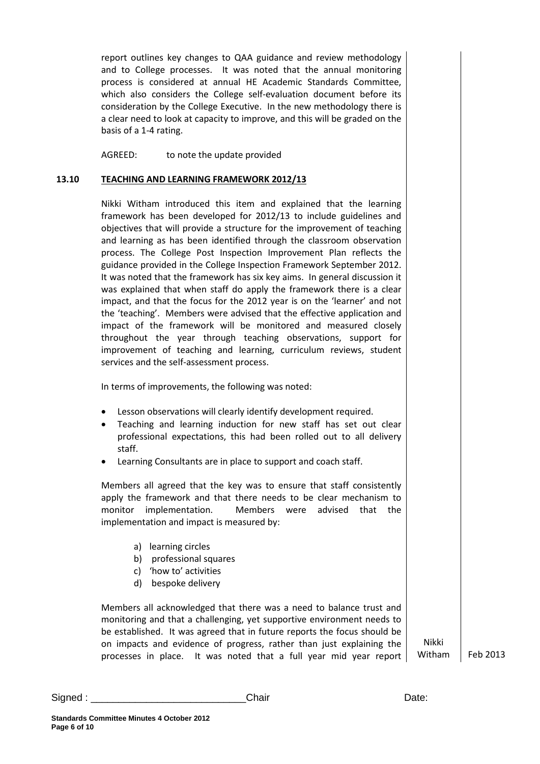report outlines key changes to QAA guidance and review methodology and to College processes. It was noted that the annual monitoring process is considered at annual HE Academic Standards Committee, which also considers the College self-evaluation document before its consideration by the College Executive. In the new methodology there is a clear need to look at capacity to improve, and this will be graded on the basis of a 1-4 rating.

AGREED: to note the update provided

### 13.10 TEACHING AND LEARNING FRAMEWORK 2012/13

Nikki Witham introduced this item and explained that the learning framework has been developed for 2012/13 to include guidelines and objectives that will provide a structure for the improvement of teaching and learning as has been identified through the classroom observation process. The College Post Inspection Improvement Plan reflects the guidance provided in the College Inspection Framework September 2012. It was noted that the framework has six key aims. In general discussion it was explained that when staff do apply the framework there is a clear impact, and that the focus for the 2012 year is on the 'learner' and not the 'teaching'. Members were advised that the effective application and impact of the framework will be monitored and measured closely throughout the year through teaching observations, support for improvement of teaching and learning, curriculum reviews, student services and the self-assessment process.

In terms of improvements, the following was noted:

- Lesson observations will clearly identify development required.
- Teaching and learning induction for new staff has set out clear professional expectations, this had been rolled out to all delivery staff.
- Learning Consultants are in place to support and coach staff.

Members all agreed that the key was to ensure that staff consistently apply the framework and that there needs to be clear mechanism to monitor implementation. Members were advised that the implementation and impact is measured by:

a) learning circles
b) professional squares
c) 'how to' activities
d) bespoke delivery

Members all acknowledged that there was a need to balance trust and monitoring and that a challenging, yet supportive environment needs to be established. It was agreed that in future reports the focus should be on impacts and evidence of progress, rather than just explaining the processes in place. It was noted that a full year mid year report

Nikki Witham — Feb 2013

Signed : ___________________________Chair Date: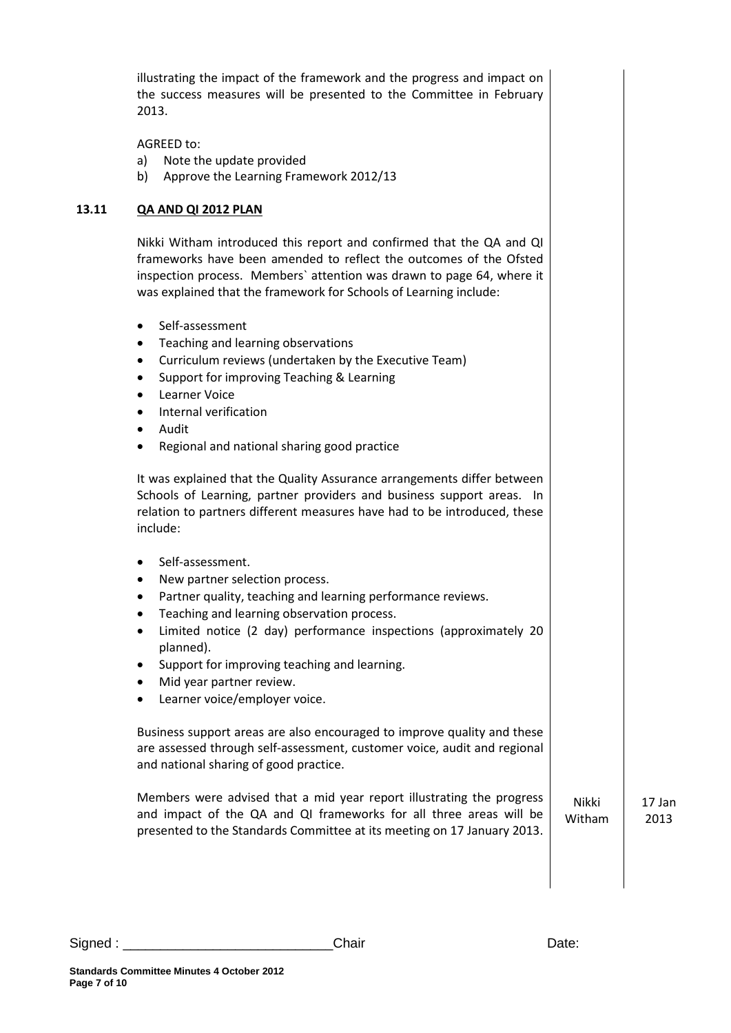illustrating the impact of the framework and the progress and impact on the success measures will be presented to the Committee in February 2013.

AGREED to:

a) Note the update provided
b) Approve the Learning Framework 2012/13

### 13.11 QA AND QI 2012 PLAN

Nikki Witham introduced this report and confirmed that the QA and QI frameworks have been amended to reflect the outcomes of the Ofsted inspection process. Members` attention was drawn to page 64, where it was explained that the framework for Schools of Learning include:

- Self-assessment
- Teaching and learning observations
- Curriculum reviews (undertaken by the Executive Team)
- Support for improving Teaching & Learning
- Learner Voice
- Internal verification
- Audit
- Regional and national sharing good practice

It was explained that the Quality Assurance arrangements differ between Schools of Learning, partner providers and business support areas. In relation to partners different measures have had to be introduced, these include:

- Self-assessment.
- New partner selection process.
- Partner quality, teaching and learning performance reviews.
- Teaching and learning observation process.
- Limited notice (2 day) performance inspections (approximately 20 planned).
- Support for improving teaching and learning.
- Mid year partner review.
- Learner voice/employer voice.

Business support areas are also encouraged to improve quality and these are assessed through self-assessment, customer voice, audit and regional and national sharing of good practice.

Members were advised that a mid year report illustrating the progress and impact of the QA and QI frameworks for all three areas will be presented to the Standards Committee at its meeting on 17 January 2013. | Nikki Witham | 17 Jan 2013

Signed : ____________________________ Chair Date:

**Standards Committee Minutes 4 October 2012**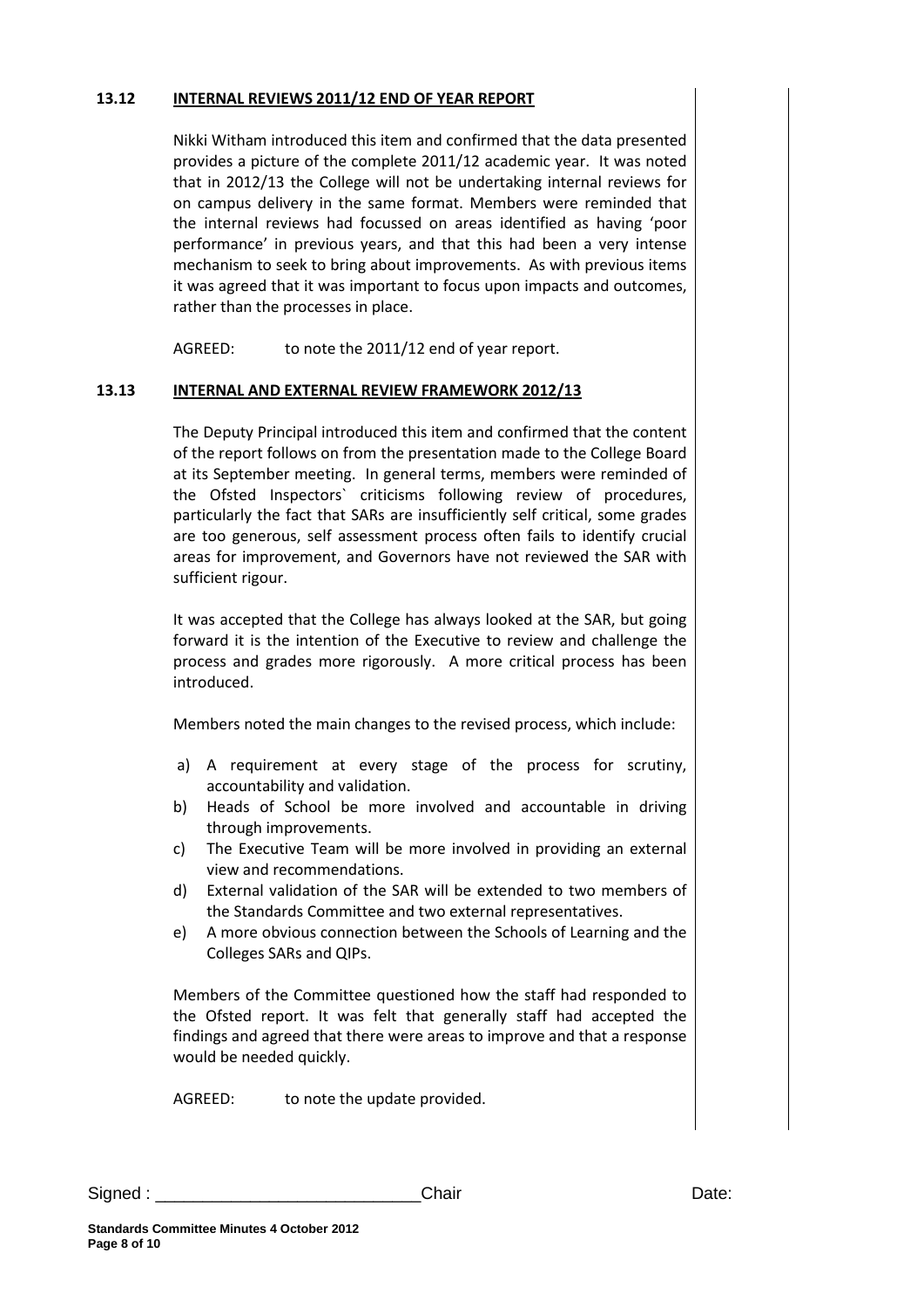## 13.12 INTERNAL REVIEWS 2011/12 END OF YEAR REPORT

Nikki Witham introduced this item and confirmed that the data presented provides a picture of the complete 2011/12 academic year. It was noted that in 2012/13 the College will not be undertaking internal reviews for on campus delivery in the same format. Members were reminded that the internal reviews had focussed on areas identified as having 'poor performance' in previous years, and that this had been a very intense mechanism to seek to bring about improvements. As with previous items it was agreed that it was important to focus upon impacts and outcomes, rather than the processes in place.

AGREED: to note the 2011/12 end of year report.

## 13.13 INTERNAL AND EXTERNAL REVIEW FRAMEWORK 2012/13

The Deputy Principal introduced this item and confirmed that the content of the report follows on from the presentation made to the College Board at its September meeting. In general terms, members were reminded of the Ofsted Inspectors` criticisms following review of procedures, particularly the fact that SARs are insufficiently self critical, some grades are too generous, self assessment process often fails to identify crucial areas for improvement, and Governors have not reviewed the SAR with sufficient rigour.

It was accepted that the College has always looked at the SAR, but going forward it is the intention of the Executive to review and challenge the process and grades more rigorously. A more critical process has been introduced.

Members noted the main changes to the revised process, which include:

a) A requirement at every stage of the process for scrutiny, accountability and validation.
b) Heads of School be more involved and accountable in driving through improvements.
c) The Executive Team will be more involved in providing an external view and recommendations.
d) External validation of the SAR will be extended to two members of the Standards Committee and two external representatives.
e) A more obvious connection between the Schools of Learning and the Colleges SARs and QIPs.

Members of the Committee questioned how the staff had responded to the Ofsted report. It was felt that generally staff had accepted the findings and agreed that there were areas to improve and that a response would be needed quickly.

AGREED: to note the update provided.

Signed : ___________________________Chair Date: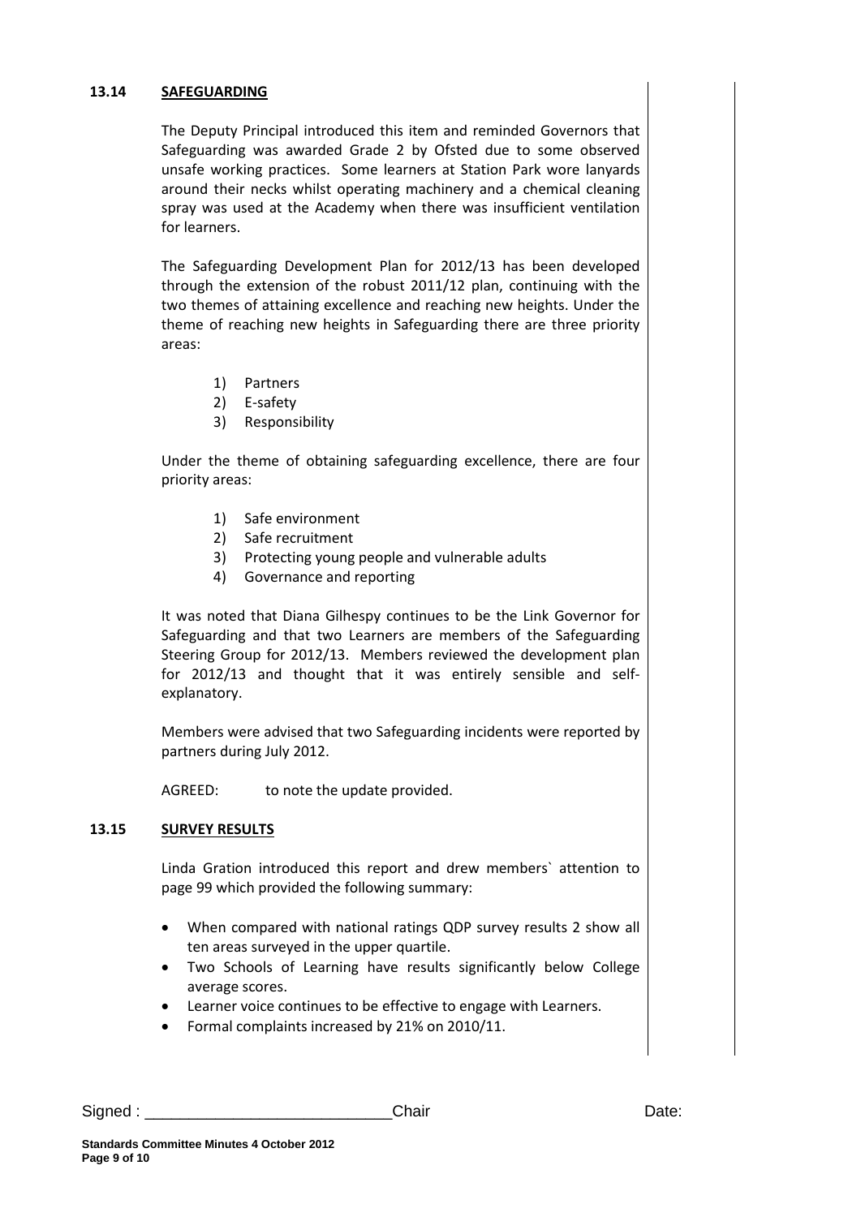## 13.14 SAFEGUARDING

The Deputy Principal introduced this item and reminded Governors that Safeguarding was awarded Grade 2 by Ofsted due to some observed unsafe working practices. Some learners at Station Park wore lanyards around their necks whilst operating machinery and a chemical cleaning spray was used at the Academy when there was insufficient ventilation for learners.

The Safeguarding Development Plan for 2012/13 has been developed through the extension of the robust 2011/12 plan, continuing with the two themes of attaining excellence and reaching new heights. Under the theme of reaching new heights in Safeguarding there are three priority areas:

1) Partners
2) E-safety
3) Responsibility

Under the theme of obtaining safeguarding excellence, there are four priority areas:

1) Safe environment
2) Safe recruitment
3) Protecting young people and vulnerable adults
4) Governance and reporting

It was noted that Diana Gilhespy continues to be the Link Governor for Safeguarding and that two Learners are members of the Safeguarding Steering Group for 2012/13. Members reviewed the development plan for 2012/13 and thought that it was entirely sensible and self-explanatory.

Members were advised that two Safeguarding incidents were reported by partners during July 2012.

AGREED: to note the update provided.

## 13.15 SURVEY RESULTS

Linda Gration introduced this report and drew members` attention to page 99 which provided the following summary:

- When compared with national ratings QDP survey results 2 show all ten areas surveyed in the upper quartile.
- Two Schools of Learning have results significantly below College average scores.
- Learner voice continues to be effective to engage with Learners.
- Formal complaints increased by 21% on 2010/11.

Signed : ___________________________Chair Date: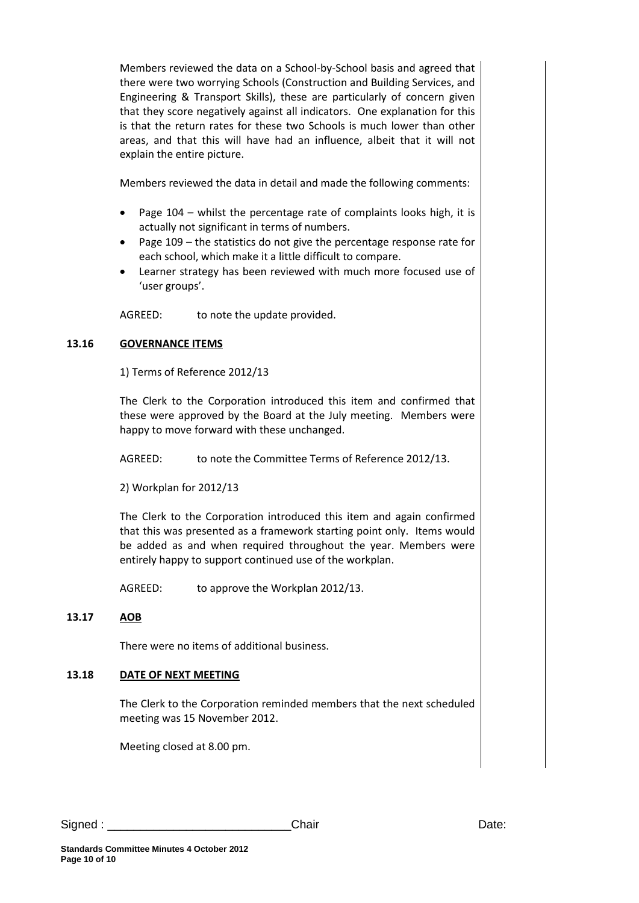Members reviewed the data on a School-by-School basis and agreed that there were two worrying Schools (Construction and Building Services, and Engineering & Transport Skills), these are particularly of concern given that they score negatively against all indicators. One explanation for this is that the return rates for these two Schools is much lower than other areas, and that this will have had an influence, albeit that it will not explain the entire picture.

Members reviewed the data in detail and made the following comments:

- Page 104 – whilst the percentage rate of complaints looks high, it is actually not significant in terms of numbers.
- Page 109 – the statistics do not give the percentage response rate for each school, which make it a little difficult to compare.
- Learner strategy has been reviewed with much more focused use of 'user groups'.

AGREED: to note the update provided.

**13.16 GOVERNANCE ITEMS**

1) Terms of Reference 2012/13

The Clerk to the Corporation introduced this item and confirmed that these were approved by the Board at the July meeting. Members were happy to move forward with these unchanged.

AGREED: to note the Committee Terms of Reference 2012/13.

2) Workplan for 2012/13

The Clerk to the Corporation introduced this item and again confirmed that this was presented as a framework starting point only. Items would be added as and when required throughout the year. Members were entirely happy to support continued use of the workplan.

AGREED: to approve the Workplan 2012/13.

**13.17 AOB**

There were no items of additional business.

**13.18 DATE OF NEXT MEETING**

The Clerk to the Corporation reminded members that the next scheduled meeting was 15 November 2012.

Meeting closed at 8.00 pm.

Signed : ____________________________Chair Date:

**Standards Committee Minutes 4 October 2012**